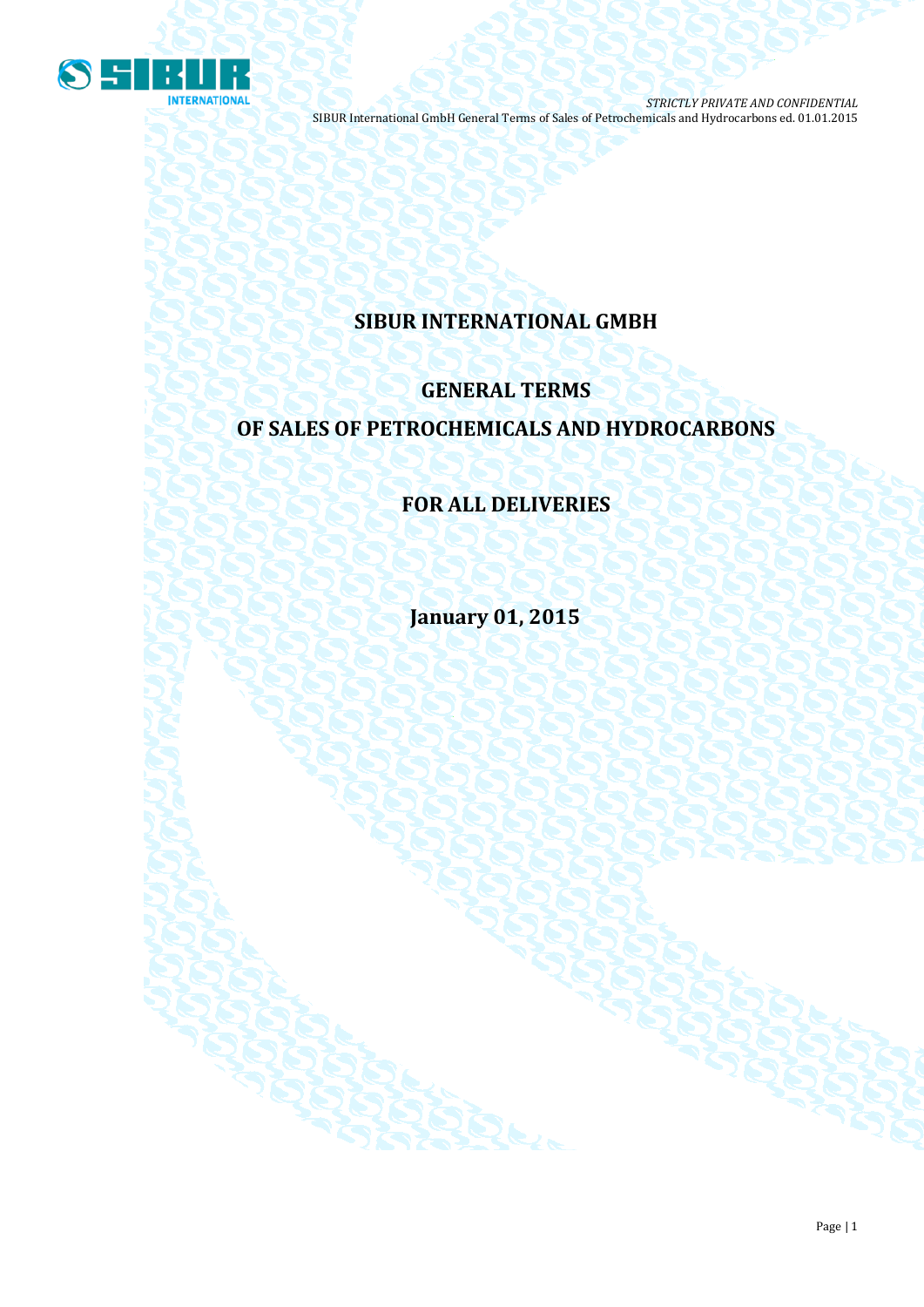# SIBUR INTERNATIONAL GMBH

## GENERAL TERMS

## OF SALES OF PETROCHEMICALS AND HYDROCARBONS

## FOR ALL DELIVERIES

**January 01, 2015**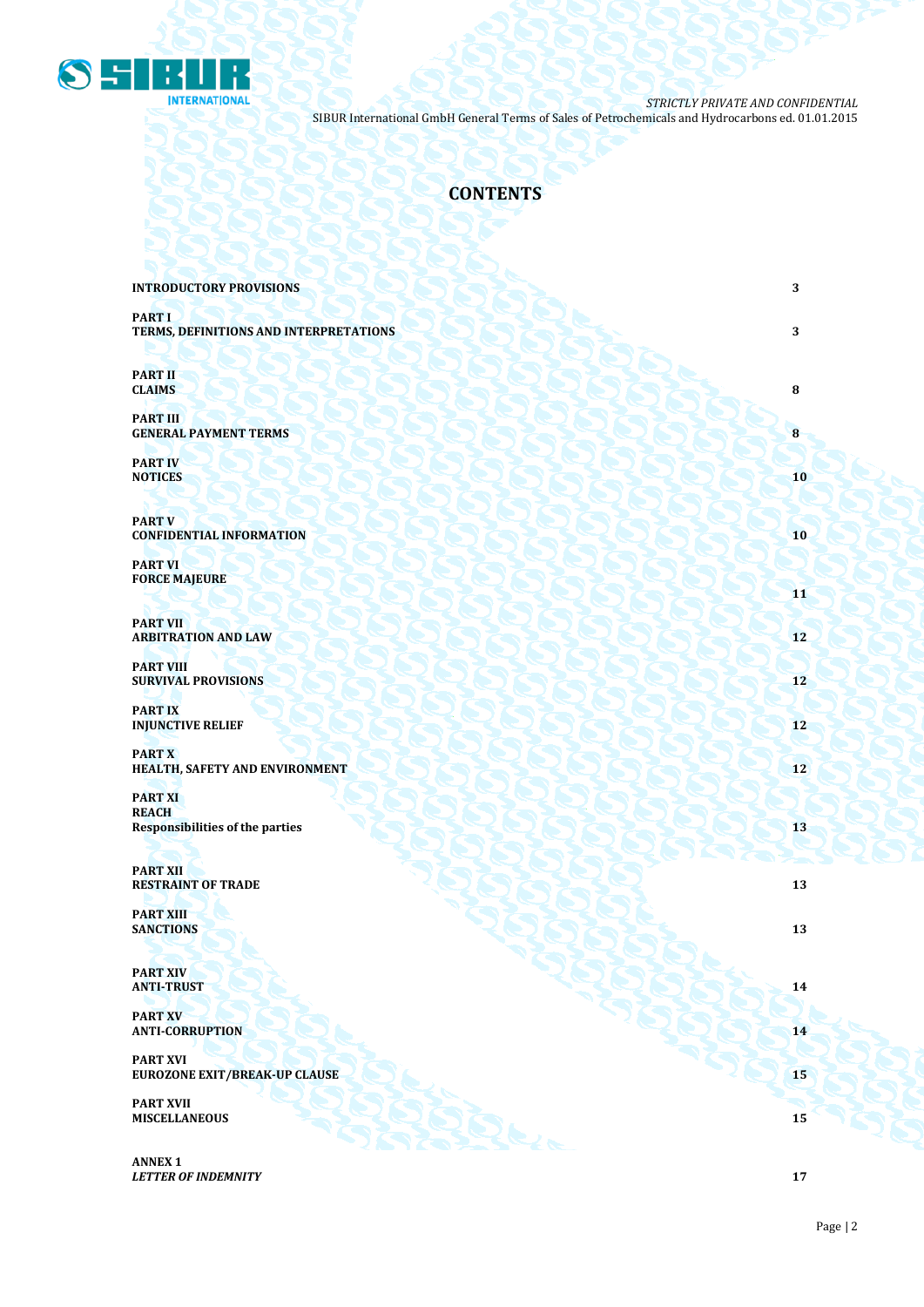# CONTENTS

| | |
|---|---|
| **INTRODUCTORY PROVISIONS** | **3** |
| **PART I**<br>**TERMS, DEFINITIONS AND INTERPRETATIONS** | **3** |
| **PART II**<br>**CLAIMS** | **8** |
| **PART III**<br>**GENERAL PAYMENT TERMS** | **8** |
| **PART IV**<br>**NOTICES** | **10** |
| **PART V**<br>**CONFIDENTIAL INFORMATION** | **10** |
| **PART VI**<br>**FORCE MAJEURE** | **11** |
| **PART VII**<br>**ARBITRATION AND LAW** | **12** |
| **PART VIII**<br>**SURVIVAL PROVISIONS** | **12** |
| **PART IX**<br>**INJUNCTIVE RELIEF** | **12** |
| **PART X**<br>**HEALTH, SAFETY AND ENVIRONMENT** | **12** |
| **PART XI**<br>**REACH**<br>**Responsibilities of the parties** | **13** |
| **PART XII**<br>**RESTRAINT OF TRADE** | **13** |
| **PART XIII**<br>**SANCTIONS** | **13** |
| **PART XIV**<br>**ANTI-TRUST** | **14** |
| **PART XV**<br>**ANTI-CORRUPTION** | **14** |
| **PART XVI**<br>**EUROZONE EXIT/BREAK-UP CLAUSE** | **15** |
| **PART XVII**<br>**MISCELLANEOUS** | **15** |
| **ANNEX 1**<br>***LETTER OF INDEMNITY*** | **17** |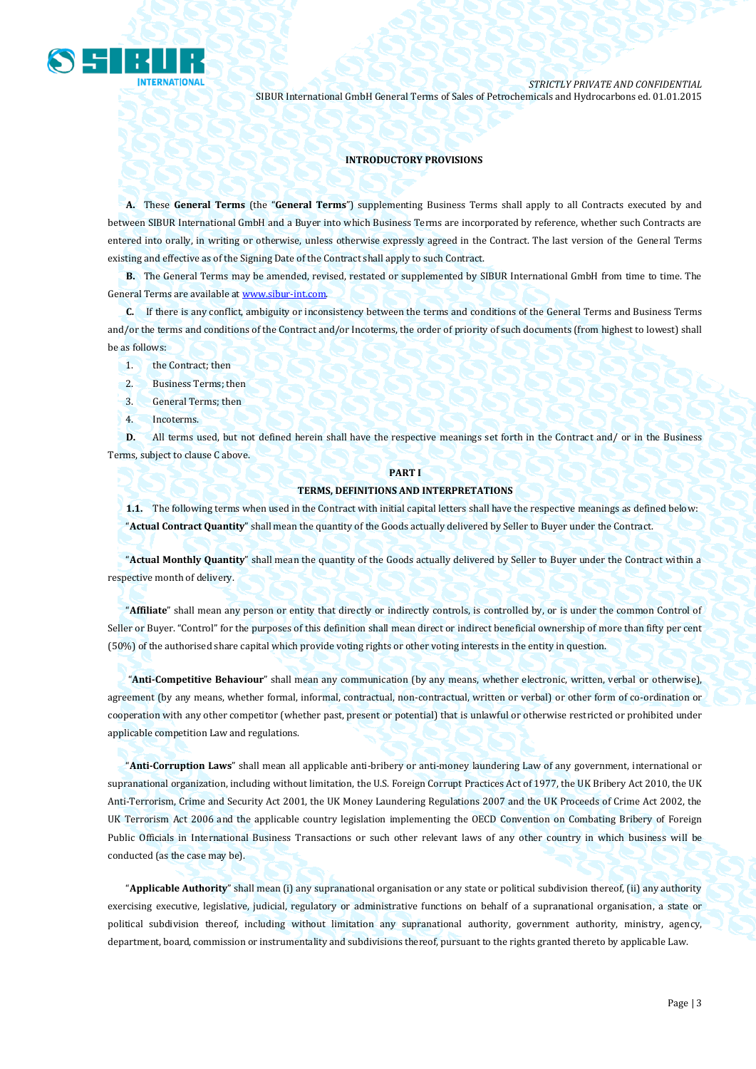**INTRODUCTORY PROVISIONS**

**A.** These **General Terms** (the "**General Terms**") supplementing Business Terms shall apply to all Contracts executed by and between SIBUR International GmbH and a Buyer into which Business Terms are incorporated by reference, whether such Contracts are entered into orally, in writing or otherwise, unless otherwise expressly agreed in the Contract. The last version of the General Terms existing and effective as of the Signing Date of the Contract shall apply to such Contract.

**B.** The General Terms may be amended, revised, restated or supplemented by SIBUR International GmbH from time to time. The General Terms are available at www.sibur-int.com.

**C.** If there is any conflict, ambiguity or inconsistency between the terms and conditions of the General Terms and Business Terms and/or the terms and conditions of the Contract and/or Incoterms, the order of priority of such documents (from highest to lowest) shall be as follows:

1. the Contract; then
2. Business Terms; then
3. General Terms; then
4. Incoterms.

**D.** All terms used, but not defined herein shall have the respective meanings set forth in the Contract and/ or in the Business Terms, subject to clause C above.

**PART I**

**TERMS, DEFINITIONS AND INTERPRETATIONS**

**1.1.** The following terms when used in the Contract with initial capital letters shall have the respective meanings as defined below:

"**Actual Contract Quantity**" shall mean the quantity of the Goods actually delivered by Seller to Buyer under the Contract.

"**Actual Monthly Quantity**" shall mean the quantity of the Goods actually delivered by Seller to Buyer under the Contract within a respective month of delivery.

"**Affiliate**" shall mean any person or entity that directly or indirectly controls, is controlled by, or is under the common Control of Seller or Buyer. "Control" for the purposes of this definition shall mean direct or indirect beneficial ownership of more than fifty per cent (50%) of the authorised share capital which provide voting rights or other voting interests in the entity in question.

"**Anti-Competitive Behaviour**" shall mean any communication (by any means, whether electronic, written, verbal or otherwise), agreement (by any means, whether formal, informal, contractual, non-contractual, written or verbal) or other form of co-ordination or cooperation with any other competitor (whether past, present or potential) that is unlawful or otherwise restricted or prohibited under applicable competition Law and regulations.

"**Anti-Corruption Laws**" shall mean all applicable anti-bribery or anti-money laundering Law of any government, international or supranational organization, including without limitation, the U.S. Foreign Corrupt Practices Act of 1977, the UK Bribery Act 2010, the UK Anti-Terrorism, Crime and Security Act 2001, the UK Money Laundering Regulations 2007 and the UK Proceeds of Crime Act 2002, the UK Terrorism Act 2006 and the applicable country legislation implementing the OECD Convention on Combating Bribery of Foreign Public Officials in International Business Transactions or such other relevant laws of any other country in which business will be conducted (as the case may be).

"**Applicable Authority**" shall mean (i) any supranational organisation or any state or political subdivision thereof, (ii) any authority exercising executive, legislative, judicial, regulatory or administrative functions on behalf of a supranational organisation, a state or political subdivision thereof, including without limitation any supranational authority, government authority, ministry, agency, department, board, commission or instrumentality and subdivisions thereof, pursuant to the rights granted thereto by applicable Law.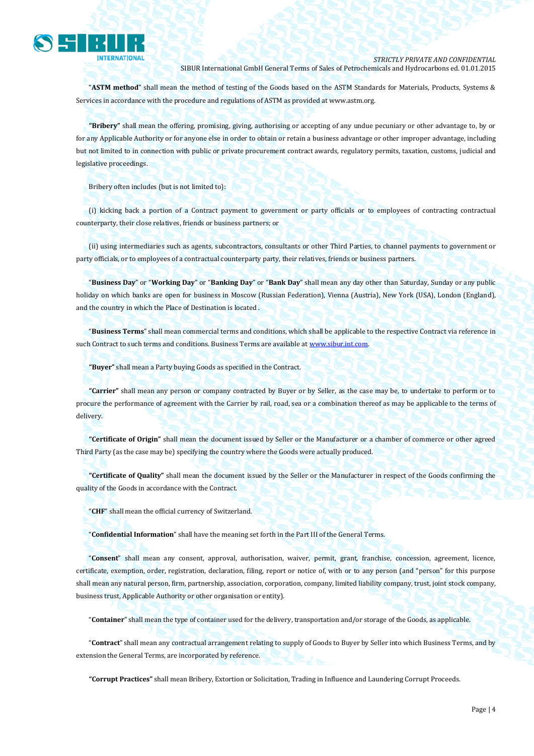"**ASTM method**" shall mean the method of testing of the Goods based on the ASTM Standards for Materials, Products, Systems & Services in accordance with the procedure and regulations of ASTM as provided at www.astm.org.

**"Bribery"** shall mean the offering, promising, giving, authorising or accepting of any undue pecuniary or other advantage to, by or for any Applicable Authority or for anyone else in order to obtain or retain a business advantage or other improper advantage, including but not limited to in connection with public or private procurement contract awards, regulatory permits, taxation, customs, judicial and legislative proceedings.

Bribery often includes (but is not limited to):

(i) kicking back a portion of a Contract payment to government or party officials or to employees of contracting contractual counterparty, their close relatives, friends or business partners; or

(ii) using intermediaries such as agents, subcontractors, consultants or other Third Parties, to channel payments to government or party officials, or to employees of a contractual counterparty party, their relatives, friends or business partners.

"**Business Day**" or "**Working Day**" or "**Banking Day**" or "**Bank Day**" shall mean any day other than Saturday, Sunday or any public holiday on which banks are open for business in Moscow (Russian Federation), Vienna (Austria), New York (USA), London (England), and the country in which the Place of Destination is located .

"**Business Terms**" shall mean commercial terms and conditions, which shall be applicable to the respective Contract via reference in such Contract to such terms and conditions. Business Terms are available at [www.sibur.int.com](www.sibur.int.com).

**"Buyer"** shall mean a Party buying Goods as specified in the Contract.

**"Carrier"** shall mean any person or company contracted by Buyer or by Seller, as the case may be, to undertake to perform or to procure the performance of agreement with the Carrier by rail, road, sea or a combination thereof as may be applicable to the terms of delivery.

**"Certificate of Origin"** shall mean the document issued by Seller or the Manufacturer or a chamber of commerce or other agreed Third Party (as the case may be) specifying the country where the Goods were actually produced.

**"Certificate of Quality"** shall mean the document issued by the Seller or the Manufacturer in respect of the Goods confirming the quality of the Goods in accordance with the Contract.

"**CHF**" shall mean the official currency of Switzerland.

"**Confidential Information**" shall have the meaning set forth in the Part III of the General Terms.

"**Consent**" shall mean any consent, approval, authorisation, waiver, permit, grant, franchise, concession, agreement, licence, certificate, exemption, order, registration, declaration, filing, report or notice of, with or to any person (and "person" for this purpose shall mean any natural person, firm, partnership, association, corporation, company, limited liability company, trust, joint stock company, business trust, Applicable Authority or other organisation or entity).

"**Container**" shall mean the type of container used for the delivery, transportation and/or storage of the Goods, as applicable.

"**Contract**" shall mean any contractual arrangement relating to supply of Goods to Buyer by Seller into which Business Terms, and by extension the General Terms, are incorporated by reference.

**"Corrupt Practices"** shall mean Bribery, Extortion or Solicitation, Trading in Influence and Laundering Corrupt Proceeds.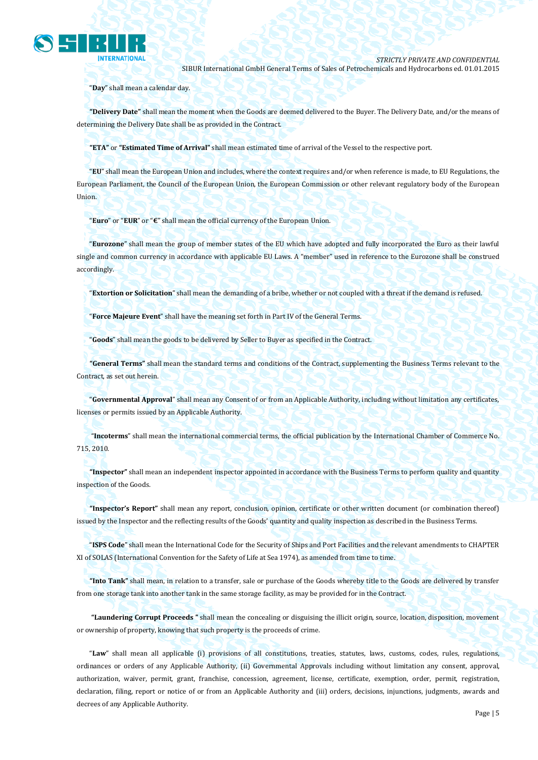"**Day**" shall mean a calendar day.

**"Delivery Date"** shall mean the moment when the Goods are deemed delivered to the Buyer. The Delivery Date, and/or the means of determining the Delivery Date shall be as provided in the Contract.

**"ETA"** or **"Estimated Time of Arrival"** shall mean estimated time of arrival of the Vessel to the respective port.

"**EU**" shall mean the European Union and includes, where the context requires and/or when reference is made, to EU Regulations, the European Parliament, the Council of the European Union, the European Commission or other relevant regulatory body of the European Union.

"**Euro**" or "**EUR**" or "**€**" shall mean the official currency of the European Union.

"**Eurozone**" shall mean the group of member states of the EU which have adopted and fully incorporated the Euro as their lawful single and common currency in accordance with applicable EU Laws. A "member" used in reference to the Eurozone shall be construed accordingly.

"**Extortion or Solicitation**" shall mean the demanding of a bribe, whether or not coupled with a threat if the demand is refused.

"**Force Majeure Event**" shall have the meaning set forth in Part IV of the General Terms.

"**Goods**" shall mean the goods to be delivered by Seller to Buyer as specified in the Contract.

**"General Terms"** shall mean the standard terms and conditions of the Contract, supplementing the Business Terms relevant to the Contract, as set out herein.

"**Governmental Approval**" shall mean any Consent of or from an Applicable Authority, including without limitation any certificates, licenses or permits issued by an Applicable Authority.

"**Incoterms**" shall mean the international commercial terms, the official publication by the International Chamber of Commerce No. 715, 2010.

**"Inspector"** shall mean an independent inspector appointed in accordance with the Business Terms to perform quality and quantity inspection of the Goods.

**"Inspector's Report"** shall mean any report, conclusion, opinion, certificate or other written document (or combination thereof) issued by the Inspector and the reflecting results of the Goods' quantity and quality inspection as described in the Business Terms.

"**ISPS Code**" shall mean the International Code for the Security of Ships and Port Facilities and the relevant amendments to CHAPTER XI of SOLAS (International Convention for the Safety of Life at Sea 1974), as amended from time to time.

**"Into Tank"** shall mean, in relation to a transfer, sale or purchase of the Goods whereby title to the Goods are delivered by transfer from one storage tank into another tank in the same storage facility, as may be provided for in the Contract.

**"Laundering Corrupt Proceeds "** shall mean the concealing or disguising the illicit origin, source, location, disposition, movement or ownership of property, knowing that such property is the proceeds of crime.

"**Law**" shall mean all applicable (i) provisions of all constitutions, treaties, statutes, laws, customs, codes, rules, regulations, ordinances or orders of any Applicable Authority, (ii) Governmental Approvals including without limitation any consent, approval, authorization, waiver, permit, grant, franchise, concession, agreement, license, certificate, exemption, order, permit, registration, declaration, filing, report or notice of or from an Applicable Authority and (iii) orders, decisions, injunctions, judgments, awards and decrees of any Applicable Authority.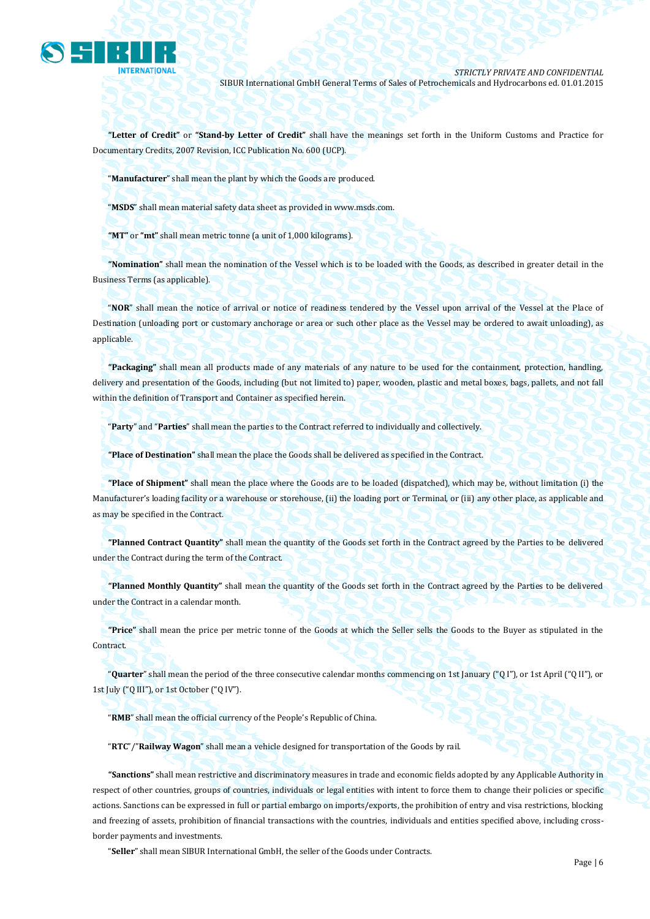**"Letter of Credit"** or **"Stand-by Letter of Credit"** shall have the meanings set forth in the Uniform Customs and Practice for Documentary Credits, 2007 Revision, ICC Publication No. 600 (UCP).

"**Manufacturer**" shall mean the plant by which the Goods are produced.

"**MSDS**" shall mean material safety data sheet as provided in www.msds.com.

**"MT"** or **"mt"** shall mean metric tonne (a unit of 1,000 kilograms).

**"Nomination"** shall mean the nomination of the Vessel which is to be loaded with the Goods, as described in greater detail in the Business Terms (as applicable).

"**NOR**" shall mean the notice of arrival or notice of readiness tendered by the Vessel upon arrival of the Vessel at the Place of Destination (unloading port or customary anchorage or area or such other place as the Vessel may be ordered to await unloading), as applicable.

**"Packaging"** shall mean all products made of any materials of any nature to be used for the containment, protection, handling, delivery and presentation of the Goods, including (but not limited to) paper, wooden, plastic and metal boxes, bags, pallets, and not fall within the definition of Transport and Container as specified herein.

"**Party**" and "**Parties**" shall mean the parties to the Contract referred to individually and collectively.

**"Place of Destination"** shall mean the place the Goods shall be delivered as specified in the Contract.

**"Place of Shipment"** shall mean the place where the Goods are to be loaded (dispatched), which may be, without limitation (i) the Manufacturer's loading facility or a warehouse or storehouse, (ii) the loading port or Terminal, or (iii) any other place, as applicable and as may be specified in the Contract.

**"Planned Contract Quantity"** shall mean the quantity of the Goods set forth in the Contract agreed by the Parties to be delivered under the Contract during the term of the Contract.

**"Planned Monthly Quantity"** shall mean the quantity of the Goods set forth in the Contract agreed by the Parties to be delivered under the Contract in a calendar month.

**"Price"** shall mean the price per metric tonne of the Goods at which the Seller sells the Goods to the Buyer as stipulated in the Contract.

"**Quarter**" shall mean the period of the three consecutive calendar months commencing on 1st January ("Q I"), or 1st April ("Q II"), or 1st July ("Q III"), or 1st October ("Q IV").

"**RMB**" shall mean the official currency of the People's Republic of China.

"**RTC**"/"**Railway Wagon**" shall mean a vehicle designed for transportation of the Goods by rail.

**"Sanctions"** shall mean restrictive and discriminatory measures in trade and economic fields adopted by any Applicable Authority in respect of other countries, groups of countries, individuals or legal entities with intent to force them to change their policies or specific actions. Sanctions can be expressed in full or partial embargo on imports/exports, the prohibition of entry and visa restrictions, blocking and freezing of assets, prohibition of financial transactions with the countries, individuals and entities specified above, including cross-border payments and investments.

"**Seller**" shall mean SIBUR International GmbH, the seller of the Goods under Contracts.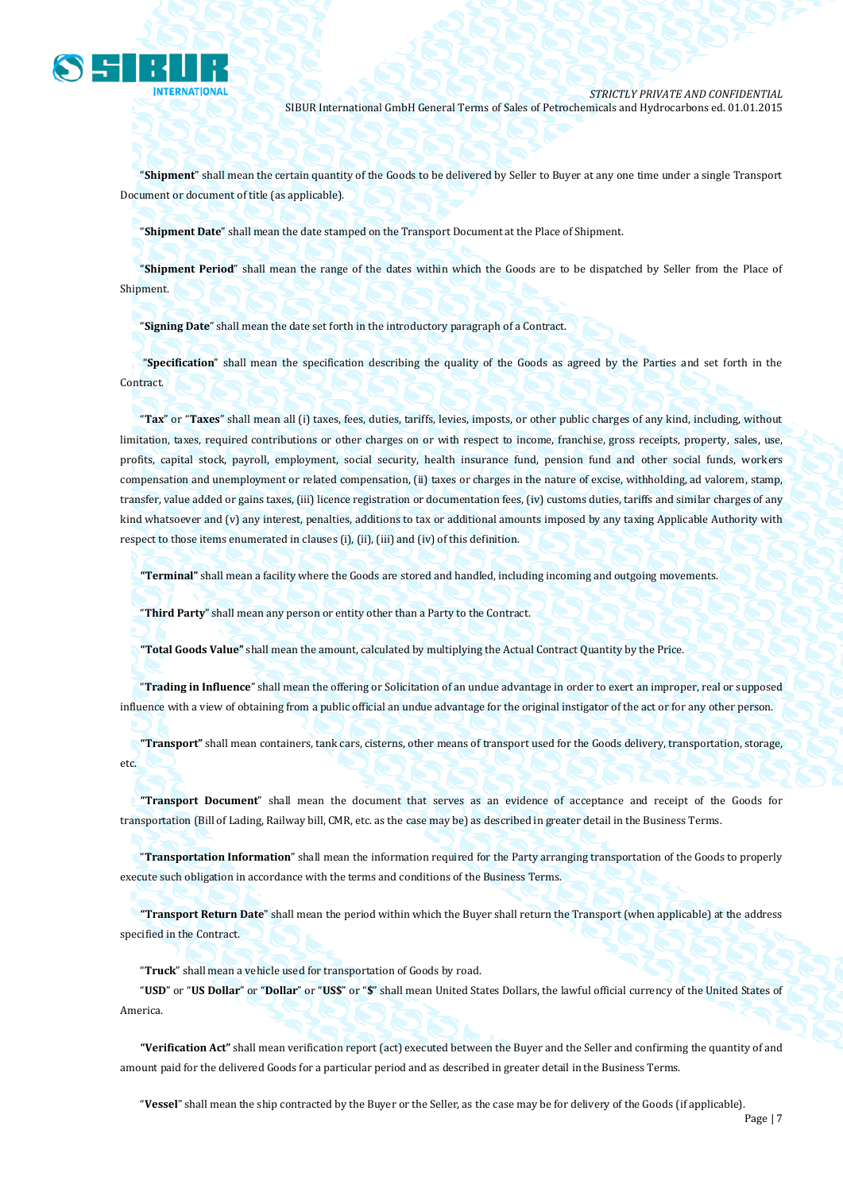"**Shipment**" shall mean the certain quantity of the Goods to be delivered by Seller to Buyer at any one time under a single Transport Document or document of title (as applicable).

"**Shipment Date**" shall mean the date stamped on the Transport Document at the Place of Shipment.

"**Shipment Period**" shall mean the range of the dates within which the Goods are to be dispatched by Seller from the Place of Shipment.

"**Signing Date**" shall mean the date set forth in the introductory paragraph of a Contract.

"**Specification**" shall mean the specification describing the quality of the Goods as agreed by the Parties and set forth in the Contract.

"**Tax**" or "**Taxes**" shall mean all (i) taxes, fees, duties, tariffs, levies, imposts, or other public charges of any kind, including, without limitation, taxes, required contributions or other charges on or with respect to income, franchise, gross receipts, property, sales, use, profits, capital stock, payroll, employment, social security, health insurance fund, pension fund and other social funds, workers compensation and unemployment or related compensation, (ii) taxes or charges in the nature of excise, withholding, ad valorem, stamp, transfer, value added or gains taxes, (iii) licence registration or documentation fees, (iv) customs duties, tariffs and similar charges of any kind whatsoever and (v) any interest, penalties, additions to tax or additional amounts imposed by any taxing Applicable Authority with respect to those items enumerated in clauses (i), (ii), (iii) and (iv) of this definition.

**"Terminal"** shall mean a facility where the Goods are stored and handled, including incoming and outgoing movements.

"**Third Party**" shall mean any person or entity other than a Party to the Contract.

**"Total Goods Value"** shall mean the amount, calculated by multiplying the Actual Contract Quantity by the Price.

"**Trading in Influence**" shall mean the offering or Solicitation of an undue advantage in order to exert an improper, real or supposed influence with a view of obtaining from a public official an undue advantage for the original instigator of the act or for any other person.

**"Transport"** shall mean containers, tank cars, cisterns, other means of transport used for the Goods delivery, transportation, storage, etc.

**"Transport Document**" shall mean the document that serves as an evidence of acceptance and receipt of the Goods for transportation (Bill of Lading, Railway bill, CMR, etc. as the case may be) as described in greater detail in the Business Terms.

"**Transportation Information**" shall mean the information required for the Party arranging transportation of the Goods to properly execute such obligation in accordance with the terms and conditions of the Business Terms.

**"Transport Return Date"** shall mean the period within which the Buyer shall return the Transport (when applicable) at the address specified in the Contract.

"**Truck**" shall mean a vehicle used for transportation of Goods by road.

"**USD**" or "**US Dollar**" or "**Dollar**" or "**US$**" or "**$**" shall mean United States Dollars, the lawful official currency of the United States of America.

**"Verification Act"** shall mean verification report (act) executed between the Buyer and the Seller and confirming the quantity of and amount paid for the delivered Goods for a particular period and as described in greater detail in the Business Terms.

"**Vessel**" shall mean the ship contracted by the Buyer or the Seller, as the case may be for delivery of the Goods (if applicable).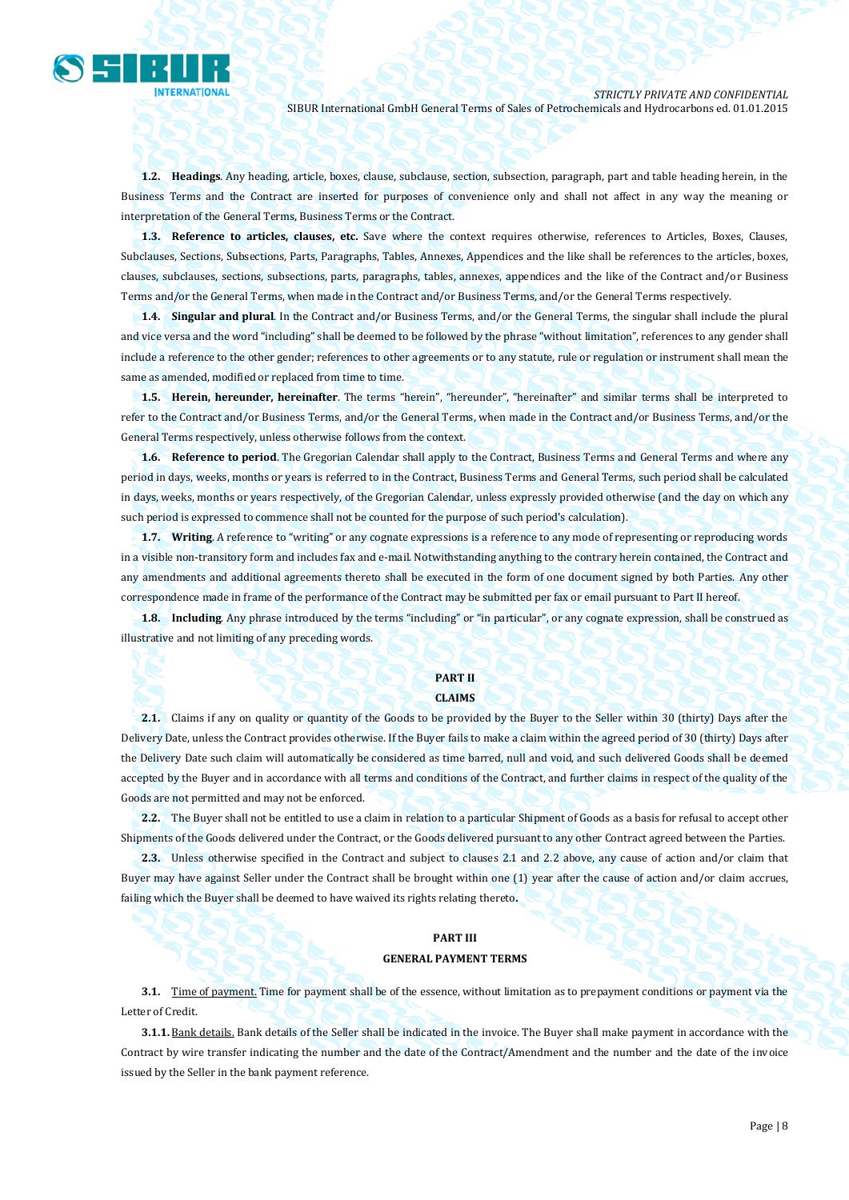**1.2. Headings**. Any heading, article, boxes, clause, subclause, section, subsection, paragraph, part and table heading herein, in the Business Terms and the Contract are inserted for purposes of convenience only and shall not affect in any way the meaning or interpretation of the General Terms, Business Terms or the Contract.

**1.3. Reference to articles, clauses, etc.** Save where the context requires otherwise, references to Articles, Boxes, Clauses, Subclauses, Sections, Subsections, Parts, Paragraphs, Tables, Annexes, Appendices and the like shall be references to the articles, boxes, clauses, subclauses, sections, subsections, parts, paragraphs, tables, annexes, appendices and the like of the Contract and/or Business Terms and/or the General Terms, when made in the Contract and/or Business Terms, and/or the General Terms respectively.

**1.4. Singular and plural**. In the Contract and/or Business Terms, and/or the General Terms, the singular shall include the plural and vice versa and the word "including" shall be deemed to be followed by the phrase "without limitation", references to any gender shall include a reference to the other gender; references to other agreements or to any statute, rule or regulation or instrument shall mean the same as amended, modified or replaced from time to time.

**1.5. Herein, hereunder, hereinafter**. The terms "herein", "hereunder", "hereinafter" and similar terms shall be interpreted to refer to the Contract and/or Business Terms, and/or the General Terms, when made in the Contract and/or Business Terms, and/or the General Terms respectively, unless otherwise follows from the context.

**1.6. Reference to period**. The Gregorian Calendar shall apply to the Contract, Business Terms and General Terms and where any period in days, weeks, months or years is referred to in the Contract, Business Terms and General Terms, such period shall be calculated in days, weeks, months or years respectively, of the Gregorian Calendar, unless expressly provided otherwise (and the day on which any such period is expressed to commence shall not be counted for the purpose of such period's calculation).

**1.7. Writing**. A reference to "writing" or any cognate expressions is a reference to any mode of representing or reproducing words in a visible non-transitory form and includes fax and e-mail. Notwithstanding anything to the contrary herein contained, the Contract and any amendments and additional agreements thereto shall be executed in the form of one document signed by both Parties. Any other correspondence made in frame of the performance of the Contract may be submitted per fax or email pursuant to Part II hereof.

**1.8. Including**. Any phrase introduced by the terms "including" or "in particular", or any cognate expression, shall be construed as illustrative and not limiting of any preceding words.

## PART II
## CLAIMS

**2.1.** Claims if any on quality or quantity of the Goods to be provided by the Buyer to the Seller within 30 (thirty) Days after the Delivery Date, unless the Contract provides otherwise. If the Buyer fails to make a claim within the agreed period of 30 (thirty) Days after the Delivery Date such claim will automatically be considered as time barred, null and void, and such delivered Goods shall be deemed accepted by the Buyer and in accordance with all terms and conditions of the Contract, and further claims in respect of the quality of the Goods are not permitted and may not be enforced.

**2.2.** The Buyer shall not be entitled to use a claim in relation to a particular Shipment of Goods as a basis for refusal to accept other Shipments of the Goods delivered under the Contract, or the Goods delivered pursuant to any other Contract agreed between the Parties.

**2.3.** Unless otherwise specified in the Contract and subject to clauses 2.1 and 2.2 above, any cause of action and/or claim that Buyer may have against Seller under the Contract shall be brought within one (1) year after the cause of action and/or claim accrues, failing which the Buyer shall be deemed to have waived its rights relating thereto**.**

## PART III
## GENERAL PAYMENT TERMS

**3.1.** Time of payment. Time for payment shall be of the essence, without limitation as to prepayment conditions or payment via the Letter of Credit.

**3.1.1.** Bank details. Bank details of the Seller shall be indicated in the invoice. The Buyer shall make payment in accordance with the Contract by wire transfer indicating the number and the date of the Contract/Amendment and the number and the date of the invoice issued by the Seller in the bank payment reference.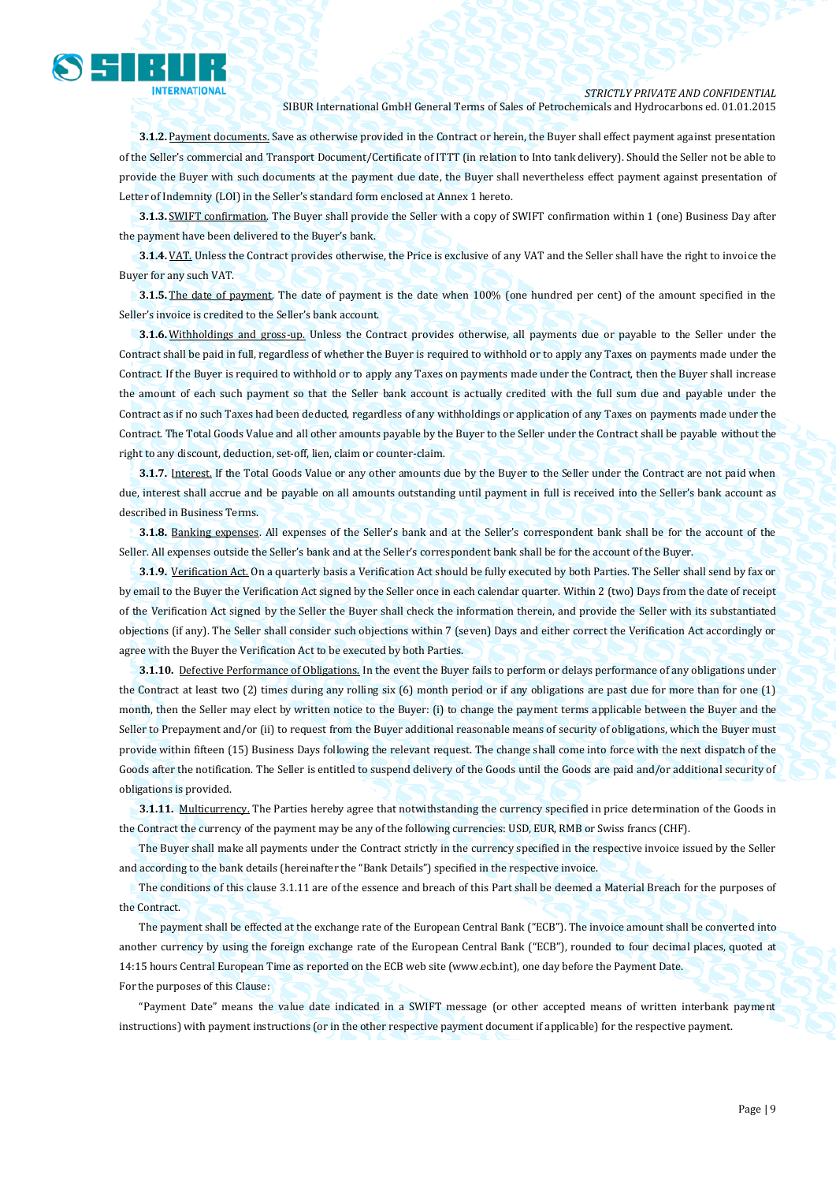**3.1.2.** Payment documents. Save as otherwise provided in the Contract or herein, the Buyer shall effect payment against presentation of the Seller's commercial and Transport Document/Certificate of ITTT (in relation to Into tank delivery). Should the Seller not be able to provide the Buyer with such documents at the payment due date, the Buyer shall nevertheless effect payment against presentation of Letter of Indemnity (LOI) in the Seller's standard form enclosed at Annex 1 hereto.

**3.1.3.** SWIFT confirmation. The Buyer shall provide the Seller with a copy of SWIFT confirmation within 1 (one) Business Day after the payment have been delivered to the Buyer's bank.

**3.1.4.** VAT. Unless the Contract provides otherwise, the Price is exclusive of any VAT and the Seller shall have the right to invoice the Buyer for any such VAT.

**3.1.5.** The date of payment. The date of payment is the date when 100% (one hundred per cent) of the amount specified in the Seller's invoice is credited to the Seller's bank account.

**3.1.6.** Withholdings and gross-up. Unless the Contract provides otherwise, all payments due or payable to the Seller under the Contract shall be paid in full, regardless of whether the Buyer is required to withhold or to apply any Taxes on payments made under the Contract. If the Buyer is required to withhold or to apply any Taxes on payments made under the Contract, then the Buyer shall increase the amount of each such payment so that the Seller bank account is actually credited with the full sum due and payable under the Contract as if no such Taxes had been deducted, regardless of any withholdings or application of any Taxes on payments made under the Contract. The Total Goods Value and all other amounts payable by the Buyer to the Seller under the Contract shall be payable without the right to any discount, deduction, set-off, lien, claim or counter-claim.

**3.1.7.** Interest. If the Total Goods Value or any other amounts due by the Buyer to the Seller under the Contract are not paid when due, interest shall accrue and be payable on all amounts outstanding until payment in full is received into the Seller's bank account as described in Business Terms.

**3.1.8.** Banking expenses. All expenses of the Seller's bank and at the Seller's correspondent bank shall be for the account of the Seller. All expenses outside the Seller's bank and at the Seller's correspondent bank shall be for the account of the Buyer.

**3.1.9.** Verification Act. On a quarterly basis a Verification Act should be fully executed by both Parties. The Seller shall send by fax or by email to the Buyer the Verification Act signed by the Seller once in each calendar quarter. Within 2 (two) Days from the date of receipt of the Verification Act signed by the Seller the Buyer shall check the information therein, and provide the Seller with its substantiated objections (if any). The Seller shall consider such objections within 7 (seven) Days and either correct the Verification Act accordingly or agree with the Buyer the Verification Act to be executed by both Parties.

**3.1.10.** Defective Performance of Obligations. In the event the Buyer fails to perform or delays performance of any obligations under the Contract at least two (2) times during any rolling six (6) month period or if any obligations are past due for more than for one (1) month, then the Seller may elect by written notice to the Buyer: (i) to change the payment terms applicable between the Buyer and the Seller to Prepayment and/or (ii) to request from the Buyer additional reasonable means of security of obligations, which the Buyer must provide within fifteen (15) Business Days following the relevant request. The change shall come into force with the next dispatch of the Goods after the notification. The Seller is entitled to suspend delivery of the Goods until the Goods are paid and/or additional security of obligations is provided.

**3.1.11.** Multicurrency. The Parties hereby agree that notwithstanding the currency specified in price determination of the Goods in the Contract the currency of the payment may be any of the following currencies: USD, EUR, RMB or Swiss francs (CHF).

The Buyer shall make all payments under the Contract strictly in the currency specified in the respective invoice issued by the Seller and according to the bank details (hereinafter the "Bank Details") specified in the respective invoice.

The conditions of this clause 3.1.11 are of the essence and breach of this Part shall be deemed a Material Breach for the purposes of the Contract.

The payment shall be effected at the exchange rate of the European Central Bank ("ECB"). The invoice amount shall be converted into another currency by using the foreign exchange rate of the European Central Bank ("ECB"), rounded to four decimal places, quoted at 14:15 hours Central European Time as reported on the ECB web site (www.ecb.int), one day before the Payment Date.

For the purposes of this Clause:

"Payment Date" means the value date indicated in a SWIFT message (or other accepted means of written interbank payment instructions) with payment instructions (or in the other respective payment document if applicable) for the respective payment.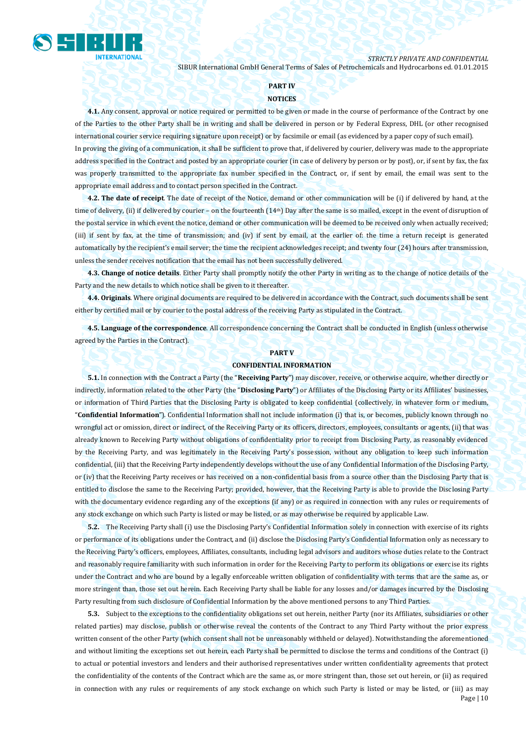## PART IV

## NOTICES

**4.1.** Any consent, approval or notice required or permitted to be given or made in the course of performance of the Contract by one of the Parties to the other Party shall be in writing and shall be delivered in person or by Federal Express, DHL (or other recognised international courier service requiring signature upon receipt) or by facsimile or email (as evidenced by a paper copy of such email).

In proving the giving of a communication, it shall be sufficient to prove that, if delivered by courier, delivery was made to the appropriate address specified in the Contract and posted by an appropriate courier (in case of delivery by person or by post), or, if sent by fax, the fax was properly transmitted to the appropriate fax number specified in the Contract, or, if sent by email, the email was sent to the appropriate email address and to contact person specified in the Contract.

**4.2. The date of receipt**. The date of receipt of the Notice, demand or other communication will be (i) if delivered by hand, at the time of delivery, (ii) if delivered by courier – on the fourteenth (14th) Day after the same is so mailed, except in the event of disruption of the postal service in which event the notice, demand or other communication will be deemed to be received only when actually received; (iii) if sent by fax, at the time of transmission; and (iv) if sent by email, at the earlier of: the time a return receipt is generated automatically by the recipient's email server; the time the recipient acknowledges receipt; and twenty four (24) hours after transmission, unless the sender receives notification that the email has not been successfully delivered.

**4.3. Change of notice details**. Either Party shall promptly notify the other Party in writing as to the change of notice details of the Party and the new details to which notice shall be given to it thereafter.

**4.4. Originals**. Where original documents are required to be delivered in accordance with the Contract, such documents shall be sent either by certified mail or by courier to the postal address of the receiving Party as stipulated in the Contract.

**4.5. Language of the correspondence**. All correspondence concerning the Contract shall be conducted in English (unless otherwise agreed by the Parties in the Contract).

## PART V

## CONFIDENTIAL INFORMATION

**5.1.** In connection with the Contract a Party (the "**Receiving Party**") may discover, receive, or otherwise acquire, whether directly or indirectly, information related to the other Party (the "**Disclosing Party**") or Affiliates of the Disclosing Party or its Affiliates' businesses, or information of Third Parties that the Disclosing Party is obligated to keep confidential (collectively, in whatever form or medium, "**Confidential Information**"). Confidential Information shall not include information (i) that is, or becomes, publicly known through no wrongful act or omission, direct or indirect, of the Receiving Party or its officers, directors, employees, consultants or agents, (ii) that was already known to Receiving Party without obligations of confidentiality prior to receipt from Disclosing Party, as reasonably evidenced by the Receiving Party, and was legitimately in the Receiving Party's possession, without any obligation to keep such information confidential, (iii) that the Receiving Party independently develops without the use of any Confidential Information of the Disclosing Party, or (iv) that the Receiving Party receives or has received on a non-confidential basis from a source other than the Disclosing Party that is entitled to disclose the same to the Receiving Party; provided, however, that the Receiving Party is able to provide the Disclosing Party with the documentary evidence regarding any of the exceptions (if any) or as required in connection with any rules or requirements of any stock exchange on which such Party is listed or may be listed, or as may otherwise be required by applicable Law.

**5.2.** The Receiving Party shall (i) use the Disclosing Party's Confidential Information solely in connection with exercise of its rights or performance of its obligations under the Contract, and (ii) disclose the Disclosing Party's Confidential Information only as necessary to the Receiving Party's officers, employees, Affiliates, consultants, including legal advisors and auditors whose duties relate to the Contract and reasonably require familiarity with such information in order for the Receiving Party to perform its obligations or exercise its rights under the Contract and who are bound by a legally enforceable written obligation of confidentiality with terms that are the same as, or more stringent than, those set out herein. Each Receiving Party shall be liable for any losses and/or damages incurred by the Disclosing Party resulting from such disclosure of Confidential Information by the above mentioned persons to any Third Parties.

**5.3.** Subject to the exceptions to the confidentiality obligations set out herein, neither Party (nor its Affiliates, subsidiaries or other related parties) may disclose, publish or otherwise reveal the contents of the Contract to any Third Party without the prior express written consent of the other Party (which consent shall not be unreasonably withheld or delayed). Notwithstanding the aforementioned and without limiting the exceptions set out herein, each Party shall be permitted to disclose the terms and conditions of the Contract (i) to actual or potential investors and lenders and their authorised representatives under written confidentiality agreements that protect the confidentiality of the contents of the Contract which are the same as, or more stringent than, those set out herein, or (ii) as required in connection with any rules or requirements of any stock exchange on which such Party is listed or may be listed, or (iii) as may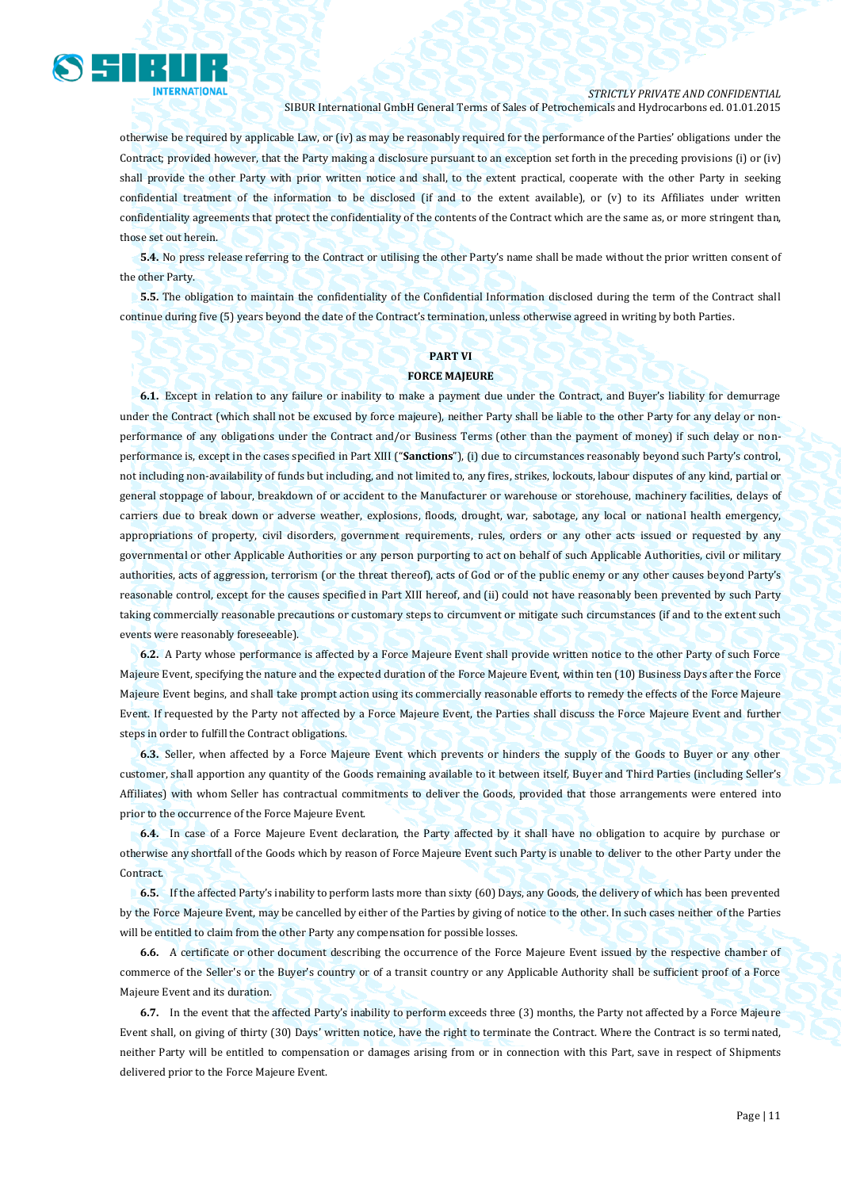otherwise be required by applicable Law, or (iv) as may be reasonably required for the performance of the Parties' obligations under the Contract; provided however, that the Party making a disclosure pursuant to an exception set forth in the preceding provisions (i) or (iv) shall provide the other Party with prior written notice and shall, to the extent practical, cooperate with the other Party in seeking confidential treatment of the information to be disclosed (if and to the extent available), or (v) to its Affiliates under written confidentiality agreements that protect the confidentiality of the contents of the Contract which are the same as, or more stringent than, those set out herein.

**5.4.** No press release referring to the Contract or utilising the other Party's name shall be made without the prior written consent of the other Party.

**5.5.** The obligation to maintain the confidentiality of the Confidential Information disclosed during the term of the Contract shall continue during five (5) years beyond the date of the Contract's termination, unless otherwise agreed in writing by both Parties.

## PART VI
## FORCE MAJEURE

**6.1.** Except in relation to any failure or inability to make a payment due under the Contract, and Buyer's liability for demurrage under the Contract (which shall not be excused by force majeure), neither Party shall be liable to the other Party for any delay or non-performance of any obligations under the Contract and/or Business Terms (other than the payment of money) if such delay or non-performance is, except in the cases specified in Part XIII ("**Sanctions**"), (i) due to circumstances reasonably beyond such Party's control, not including non-availability of funds but including, and not limited to, any fires, strikes, lockouts, labour disputes of any kind, partial or general stoppage of labour, breakdown of or accident to the Manufacturer or warehouse or storehouse, machinery facilities, delays of carriers due to break down or adverse weather, explosions, floods, drought, war, sabotage, any local or national health emergency, appropriations of property, civil disorders, government requirements, rules, orders or any other acts issued or requested by any governmental or other Applicable Authorities or any person purporting to act on behalf of such Applicable Authorities, civil or military authorities, acts of aggression, terrorism (or the threat thereof), acts of God or of the public enemy or any other causes beyond Party's reasonable control, except for the causes specified in Part XIII hereof, and (ii) could not have reasonably been prevented by such Party taking commercially reasonable precautions or customary steps to circumvent or mitigate such circumstances (if and to the extent such events were reasonably foreseeable).

**6.2.** A Party whose performance is affected by a Force Majeure Event shall provide written notice to the other Party of such Force Majeure Event, specifying the nature and the expected duration of the Force Majeure Event, within ten (10) Business Days after the Force Majeure Event begins, and shall take prompt action using its commercially reasonable efforts to remedy the effects of the Force Majeure Event. If requested by the Party not affected by a Force Majeure Event, the Parties shall discuss the Force Majeure Event and further steps in order to fulfill the Contract obligations.

**6.3.** Seller, when affected by a Force Majeure Event which prevents or hinders the supply of the Goods to Buyer or any other customer, shall apportion any quantity of the Goods remaining available to it between itself, Buyer and Third Parties (including Seller's Affiliates) with whom Seller has contractual commitments to deliver the Goods, provided that those arrangements were entered into prior to the occurrence of the Force Majeure Event.

**6.4.** In case of a Force Majeure Event declaration, the Party affected by it shall have no obligation to acquire by purchase or otherwise any shortfall of the Goods which by reason of Force Majeure Event such Party is unable to deliver to the other Party under the Contract.

**6.5.** If the affected Party's inability to perform lasts more than sixty (60) Days, any Goods, the delivery of which has been prevented by the Force Majeure Event, may be cancelled by either of the Parties by giving of notice to the other. In such cases neither of the Parties will be entitled to claim from the other Party any compensation for possible losses.

**6.6.** A certificate or other document describing the occurrence of the Force Majeure Event issued by the respective chamber of commerce of the Seller's or the Buyer's country or of a transit country or any Applicable Authority shall be sufficient proof of a Force Majeure Event and its duration.

**6.7.** In the event that the affected Party's inability to perform exceeds three (3) months, the Party not affected by a Force Majeure Event shall, on giving of thirty (30) Days' written notice, have the right to terminate the Contract. Where the Contract is so terminated, neither Party will be entitled to compensation or damages arising from or in connection with this Part, save in respect of Shipments delivered prior to the Force Majeure Event.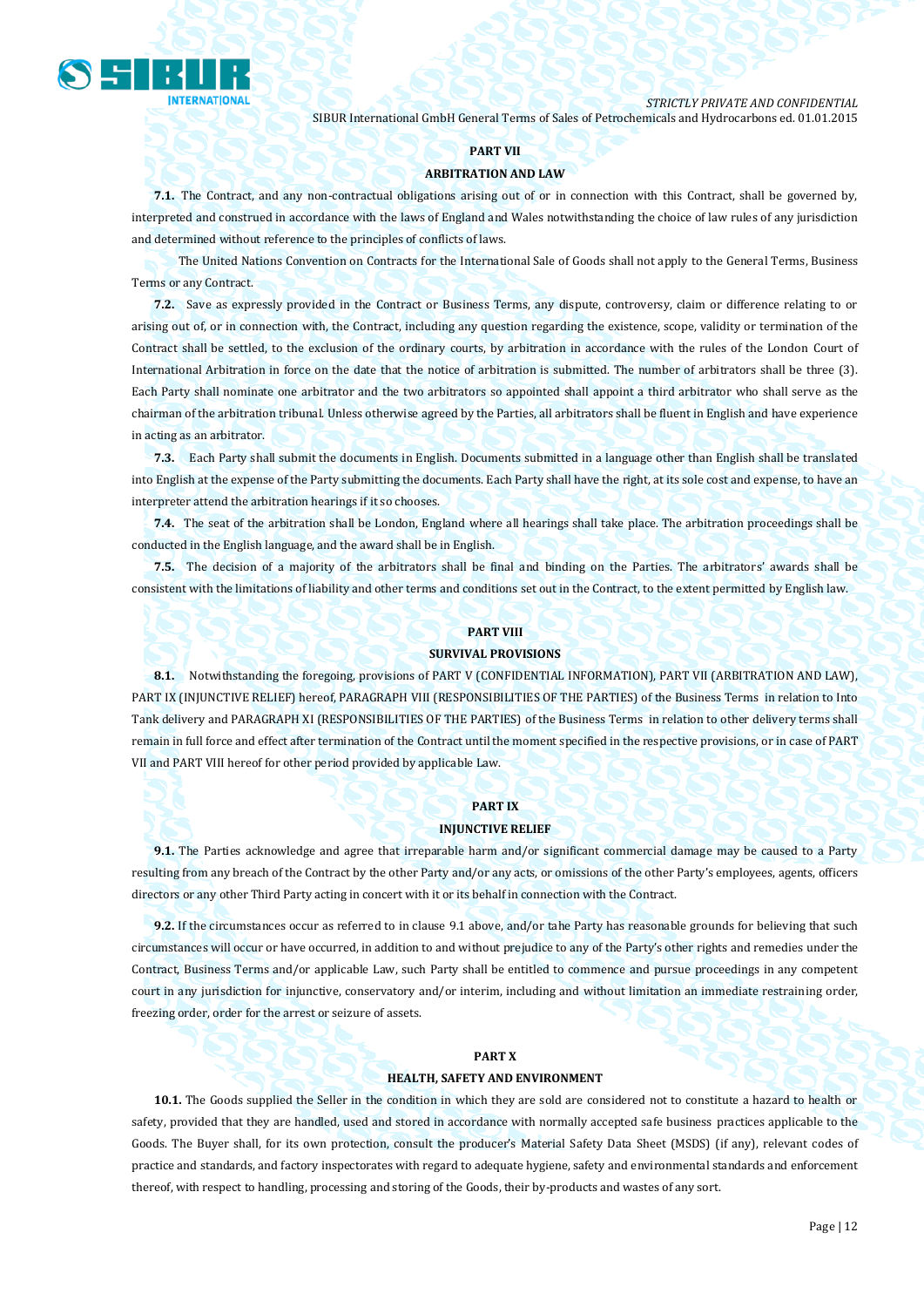## PART VII

## ARBITRATION AND LAW

**7.1.** The Contract, and any non-contractual obligations arising out of or in connection with this Contract, shall be governed by, interpreted and construed in accordance with the laws of England and Wales notwithstanding the choice of law rules of any jurisdiction and determined without reference to the principles of conflicts of laws.

The United Nations Convention on Contracts for the International Sale of Goods shall not apply to the General Terms, Business Terms or any Contract.

**7.2.** Save as expressly provided in the Contract or Business Terms, any dispute, controversy, claim or difference relating to or arising out of, or in connection with, the Contract, including any question regarding the existence, scope, validity or termination of the Contract shall be settled, to the exclusion of the ordinary courts, by arbitration in accordance with the rules of the London Court of International Arbitration in force on the date that the notice of arbitration is submitted. The number of arbitrators shall be three (3). Each Party shall nominate one arbitrator and the two arbitrators so appointed shall appoint a third arbitrator who shall serve as the chairman of the arbitration tribunal. Unless otherwise agreed by the Parties, all arbitrators shall be fluent in English and have experience in acting as an arbitrator.

**7.3.** Each Party shall submit the documents in English. Documents submitted in a language other than English shall be translated into English at the expense of the Party submitting the documents. Each Party shall have the right, at its sole cost and expense, to have an interpreter attend the arbitration hearings if it so chooses.

**7.4.** The seat of the arbitration shall be London, England where all hearings shall take place. The arbitration proceedings shall be conducted in the English language, and the award shall be in English.

**7.5.** The decision of a majority of the arbitrators shall be final and binding on the Parties. The arbitrators' awards shall be consistent with the limitations of liability and other terms and conditions set out in the Contract, to the extent permitted by English law.

## PART VIII

## SURVIVAL PROVISIONS

**8.1.** Notwithstanding the foregoing, provisions of PART V (CONFIDENTIAL INFORMATION), PART VII (ARBITRATION AND LAW), PART IX (INJUNCTIVE RELIEF) hereof, PARAGRAPH VIII (RESPONSIBILITIES OF THE PARTIES) of the Business Terms in relation to Into Tank delivery and PARAGRAPH XI (RESPONSIBILITIES OF THE PARTIES) of the Business Terms in relation to other delivery terms shall remain in full force and effect after termination of the Contract until the moment specified in the respective provisions, or in case of PART VII and PART VIII hereof for other period provided by applicable Law.

## PART IX

## INJUNCTIVE RELIEF

**9.1.** The Parties acknowledge and agree that irreparable harm and/or significant commercial damage may be caused to a Party resulting from any breach of the Contract by the other Party and/or any acts, or omissions of the other Party's employees, agents, officers directors or any other Third Party acting in concert with it or its behalf in connection with the Contract.

**9.2.** If the circumstances occur as referred to in clause 9.1 above, and/or tahe Party has reasonable grounds for believing that such circumstances will occur or have occurred, in addition to and without prejudice to any of the Party's other rights and remedies under the Contract, Business Terms and/or applicable Law, such Party shall be entitled to commence and pursue proceedings in any competent court in any jurisdiction for injunctive, conservatory and/or interim, including and without limitation an immediate restraining order, freezing order, order for the arrest or seizure of assets.

## PART X

## HEALTH, SAFETY AND ENVIRONMENT

**10.1.** The Goods supplied the Seller in the condition in which they are sold are considered not to constitute a hazard to health or safety, provided that they are handled, used and stored in accordance with normally accepted safe business practices applicable to the Goods. The Buyer shall, for its own protection, consult the producer's Material Safety Data Sheet (MSDS) (if any), relevant codes of practice and standards, and factory inspectorates with regard to adequate hygiene, safety and environmental standards and enforcement thereof, with respect to handling, processing and storing of the Goods, their by-products and wastes of any sort.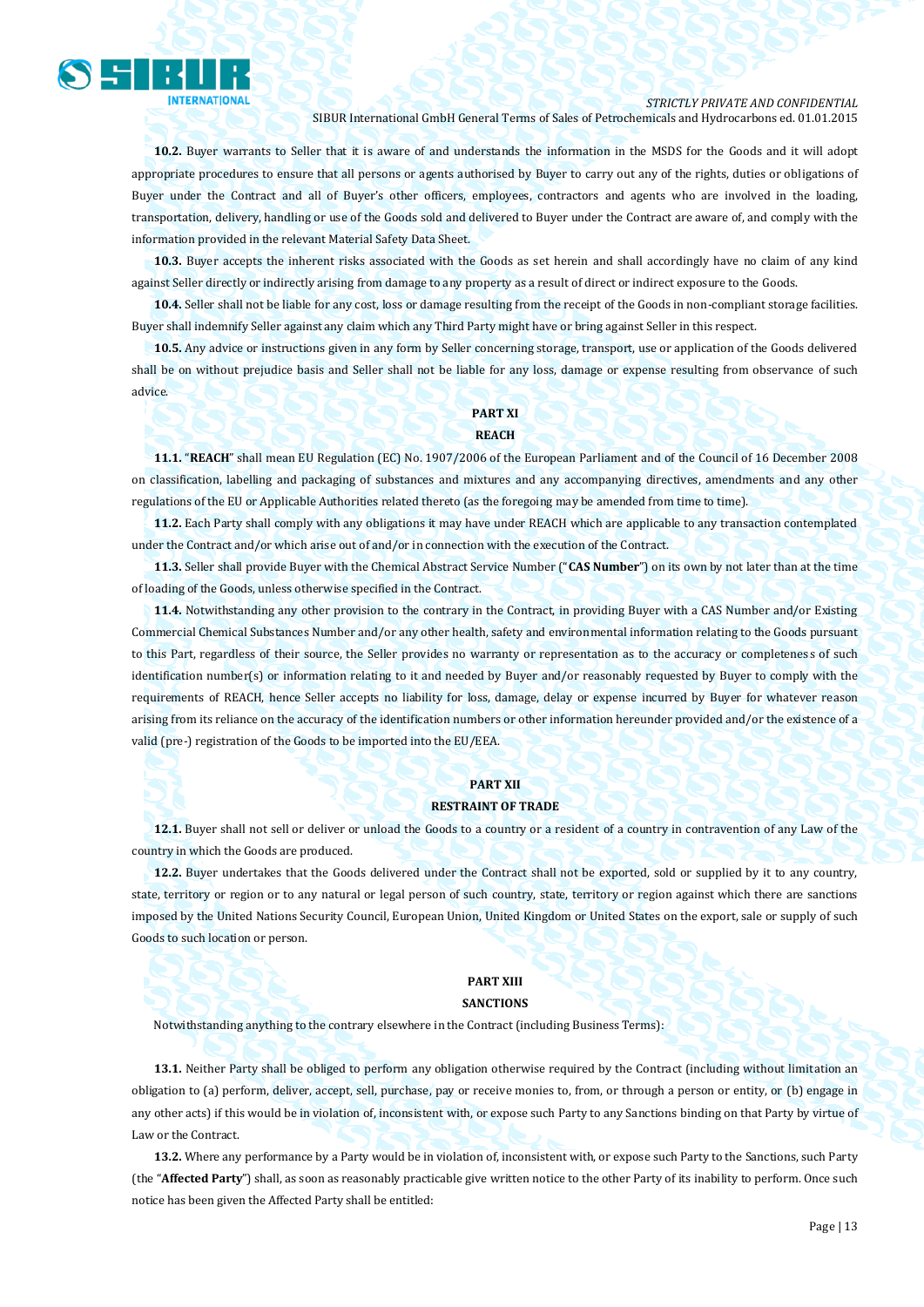**10.2.** Buyer warrants to Seller that it is aware of and understands the information in the MSDS for the Goods and it will adopt appropriate procedures to ensure that all persons or agents authorised by Buyer to carry out any of the rights, duties or obligations of Buyer under the Contract and all of Buyer's other officers, employees, contractors and agents who are involved in the loading, transportation, delivery, handling or use of the Goods sold and delivered to Buyer under the Contract are aware of, and comply with the information provided in the relevant Material Safety Data Sheet.

**10.3.** Buyer accepts the inherent risks associated with the Goods as set herein and shall accordingly have no claim of any kind against Seller directly or indirectly arising from damage to any property as a result of direct or indirect exposure to the Goods.

**10.4.** Seller shall not be liable for any cost, loss or damage resulting from the receipt of the Goods in non-compliant storage facilities. Buyer shall indemnify Seller against any claim which any Third Party might have or bring against Seller in this respect.

**10.5.** Any advice or instructions given in any form by Seller concerning storage, transport, use or application of the Goods delivered shall be on without prejudice basis and Seller shall not be liable for any loss, damage or expense resulting from observance of such advice.

## PART XI
## REACH

**11.1.** "**REACH**" shall mean EU Regulation (EC) No. 1907/2006 of the European Parliament and of the Council of 16 December 2008 on classification, labelling and packaging of substances and mixtures and any accompanying directives, amendments and any other regulations of the EU or Applicable Authorities related thereto (as the foregoing may be amended from time to time).

**11.2.** Each Party shall comply with any obligations it may have under REACH which are applicable to any transaction contemplated under the Contract and/or which arise out of and/or in connection with the execution of the Contract.

**11.3.** Seller shall provide Buyer with the Chemical Abstract Service Number ("**CAS Number**") on its own by not later than at the time of loading of the Goods, unless otherwise specified in the Contract.

**11.4.** Notwithstanding any other provision to the contrary in the Contract, in providing Buyer with a CAS Number and/or Existing Commercial Chemical Substances Number and/or any other health, safety and environmental information relating to the Goods pursuant to this Part, regardless of their source, the Seller provides no warranty or representation as to the accuracy or completeness of such identification number(s) or information relating to it and needed by Buyer and/or reasonably requested by Buyer to comply with the requirements of REACH, hence Seller accepts no liability for loss, damage, delay or expense incurred by Buyer for whatever reason arising from its reliance on the accuracy of the identification numbers or other information hereunder provided and/or the existence of a valid (pre-) registration of the Goods to be imported into the EU/EEA.

## PART XII
## RESTRAINT OF TRADE

**12.1.** Buyer shall not sell or deliver or unload the Goods to a country or a resident of a country in contravention of any Law of the country in which the Goods are produced.

**12.2.** Buyer undertakes that the Goods delivered under the Contract shall not be exported, sold or supplied by it to any country, state, territory or region or to any natural or legal person of such country, state, territory or region against which there are sanctions imposed by the United Nations Security Council, European Union, United Kingdom or United States on the export, sale or supply of such Goods to such location or person.

## PART XIII
## SANCTIONS

Notwithstanding anything to the contrary elsewhere in the Contract (including Business Terms):

**13.1.** Neither Party shall be obliged to perform any obligation otherwise required by the Contract (including without limitation an obligation to (a) perform, deliver, accept, sell, purchase, pay or receive monies to, from, or through a person or entity, or (b) engage in any other acts) if this would be in violation of, inconsistent with, or expose such Party to any Sanctions binding on that Party by virtue of Law or the Contract.

**13.2.** Where any performance by a Party would be in violation of, inconsistent with, or expose such Party to the Sanctions, such Party (the "**Affected Party**") shall, as soon as reasonably practicable give written notice to the other Party of its inability to perform. Once such notice has been given the Affected Party shall be entitled: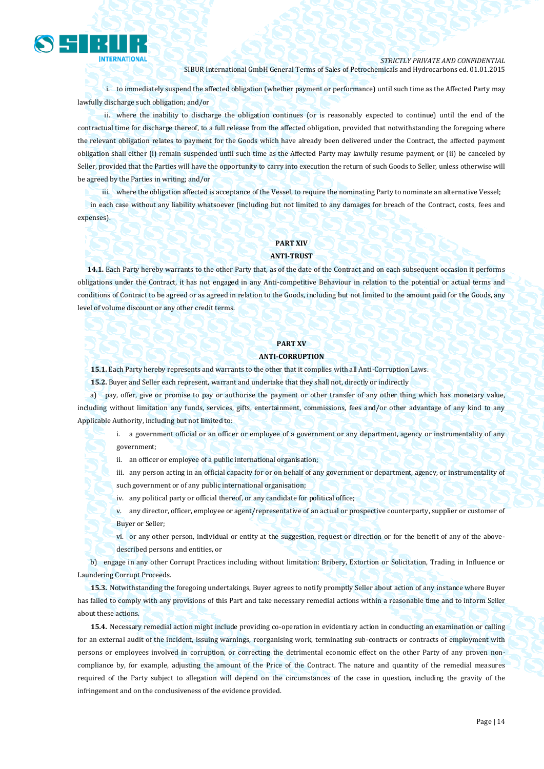i. to immediately suspend the affected obligation (whether payment or performance) until such time as the Affected Party may lawfully discharge such obligation; and/or

ii. where the inability to discharge the obligation continues (or is reasonably expected to continue) until the end of the contractual time for discharge thereof, to a full release from the affected obligation, provided that notwithstanding the foregoing where the relevant obligation relates to payment for the Goods which have already been delivered under the Contract, the affected payment obligation shall either (i) remain suspended until such time as the Affected Party may lawfully resume payment, or (ii) be canceled by Seller, provided that the Parties will have the opportunity to carry into execution the return of such Goods to Seller, unless otherwise will be agreed by the Parties in writing; and/or

iii. where the obligation affected is acceptance of the Vessel, to require the nominating Party to nominate an alternative Vessel;

in each case without any liability whatsoever (including but not limited to any damages for breach of the Contract, costs, fees and expenses).

## PART XIV
## ANTI-TRUST

**14.1.** Each Party hereby warrants to the other Party that, as of the date of the Contract and on each subsequent occasion it performs obligations under the Contract, it has not engaged in any Anti-competitive Behaviour in relation to the potential or actual terms and conditions of Contract to be agreed or as agreed in relation to the Goods, including but not limited to the amount paid for the Goods, any level of volume discount or any other credit terms.

## PART XV
## ANTI-CORRUPTION

**15.1.** Each Party hereby represents and warrants to the other that it complies with all Anti-Corruption Laws.

**15.2.** Buyer and Seller each represent, warrant and undertake that they shall not, directly or indirectly

a) pay, offer, give or promise to pay or authorise the payment or other transfer of any other thing which has monetary value, including without limitation any funds, services, gifts, entertainment, commissions, fees and/or other advantage of any kind to any Applicable Authority, including but not limited to:

i. a government official or an officer or employee of a government or any department, agency or instrumentality of any government;

ii. an officer or employee of a public international organisation;

iii. any person acting in an official capacity for or on behalf of any government or department, agency, or instrumentality of such government or of any public international organisation;

iv. any political party or official thereof, or any candidate for political office;

v. any director, officer, employee or agent/representative of an actual or prospective counterparty, supplier or customer of Buyer or Seller;

vi. or any other person, individual or entity at the suggestion, request or direction or for the benefit of any of the above-described persons and entities, or

b) engage in any other Corrupt Practices including without limitation: Bribery, Extortion or Solicitation, Trading in Influence or Laundering Corrupt Proceeds.

**15.3.** Notwithstanding the foregoing undertakings, Buyer agrees to notify promptly Seller about action of any instance where Buyer has failed to comply with any provisions of this Part and take necessary remedial actions within a reasonable time and to inform Seller about these actions.

**15.4.** Necessary remedial action might include providing co-operation in evidentiary action in conducting an examination or calling for an external audit of the incident, issuing warnings, reorganising work, terminating sub-contracts or contracts of employment with persons or employees involved in corruption, or correcting the detrimental economic effect on the other Party of any proven non-compliance by, for example, adjusting the amount of the Price of the Contract. The nature and quantity of the remedial measures required of the Party subject to allegation will depend on the circumstances of the case in question, including the gravity of the infringement and on the conclusiveness of the evidence provided.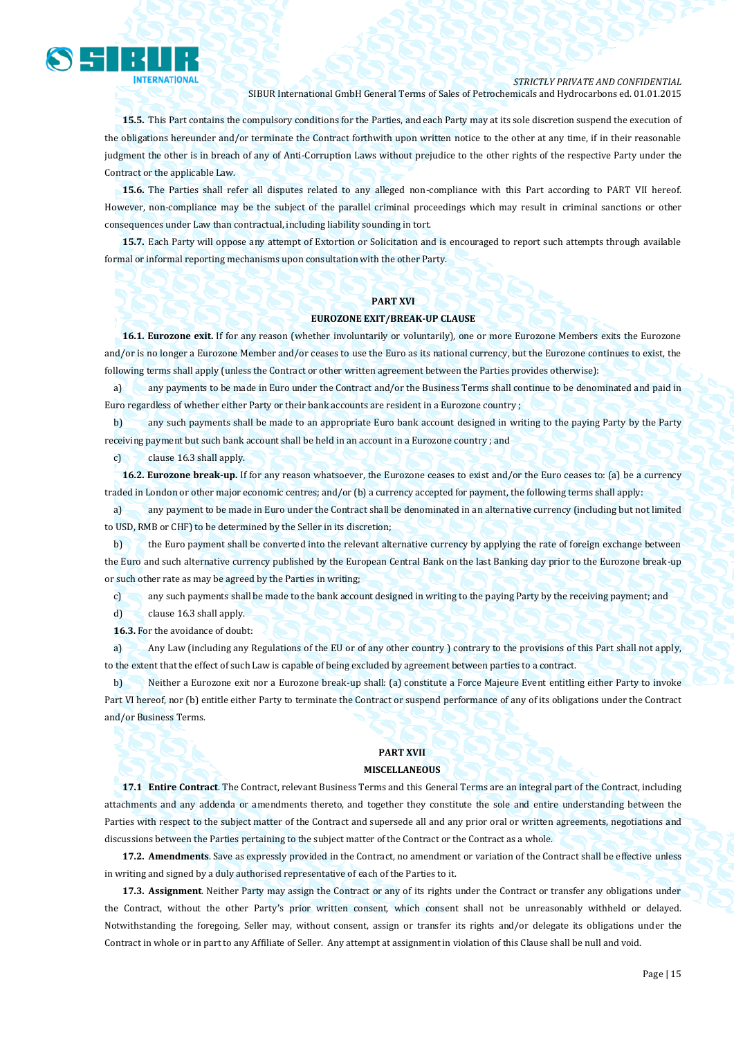**15.5.** This Part contains the compulsory conditions for the Parties, and each Party may at its sole discretion suspend the execution of the obligations hereunder and/or terminate the Contract forthwith upon written notice to the other at any time, if in their reasonable judgment the other is in breach of any of Anti-Corruption Laws without prejudice to the other rights of the respective Party under the Contract or the applicable Law.

**15.6.** The Parties shall refer all disputes related to any alleged non-compliance with this Part according to PART VII hereof. However, non-compliance may be the subject of the parallel criminal proceedings which may result in criminal sanctions or other consequences under Law than contractual, including liability sounding in tort.

**15.7.** Each Party will oppose any attempt of Extortion or Solicitation and is encouraged to report such attempts through available formal or informal reporting mechanisms upon consultation with the other Party.

## PART XVI

## EUROZONE EXIT/BREAK-UP CLAUSE

**16.1. Eurozone exit.** If for any reason (whether involuntarily or voluntarily), one or more Eurozone Members exits the Eurozone and/or is no longer a Eurozone Member and/or ceases to use the Euro as its national currency, but the Eurozone continues to exist, the following terms shall apply (unless the Contract or other written agreement between the Parties provides otherwise):

a) any payments to be made in Euro under the Contract and/or the Business Terms shall continue to be denominated and paid in Euro regardless of whether either Party or their bank accounts are resident in a Eurozone country ;

b) any such payments shall be made to an appropriate Euro bank account designed in writing to the paying Party by the Party receiving payment but such bank account shall be held in an account in a Eurozone country ; and

c) clause 16.3 shall apply.

**16.2. Eurozone break-up.** If for any reason whatsoever, the Eurozone ceases to exist and/or the Euro ceases to: (a) be a currency traded in London or other major economic centres; and/or (b) a currency accepted for payment, the following terms shall apply:

a) any payment to be made in Euro under the Contract shall be denominated in an alternative currency (including but not limited to USD, RMB or CHF) to be determined by the Seller in its discretion;

b) the Euro payment shall be converted into the relevant alternative currency by applying the rate of foreign exchange between the Euro and such alternative currency published by the European Central Bank on the last Banking day prior to the Eurozone break-up or such other rate as may be agreed by the Parties in writing;

c) any such payments shall be made to the bank account designed in writing to the paying Party by the receiving payment; and

d) clause 16.3 shall apply.

**16.3.** For the avoidance of doubt:

a) Any Law (including any Regulations of the EU or of any other country ) contrary to the provisions of this Part shall not apply, to the extent that the effect of such Law is capable of being excluded by agreement between parties to a contract.

b) Neither a Eurozone exit nor a Eurozone break-up shall: (a) constitute a Force Majeure Event entitling either Party to invoke Part VI hereof, nor (b) entitle either Party to terminate the Contract or suspend performance of any of its obligations under the Contract and/or Business Terms.

## PART XVII

## MISCELLANEOUS

**17.1 Entire Contract**. The Contract, relevant Business Terms and this General Terms are an integral part of the Contract, including attachments and any addenda or amendments thereto, and together they constitute the sole and entire understanding between the Parties with respect to the subject matter of the Contract and supersede all and any prior oral or written agreements, negotiations and discussions between the Parties pertaining to the subject matter of the Contract or the Contract as a whole.

**17.2. Amendments**. Save as expressly provided in the Contract, no amendment or variation of the Contract shall be effective unless in writing and signed by a duly authorised representative of each of the Parties to it.

**17.3. Assignment**. Neither Party may assign the Contract or any of its rights under the Contract or transfer any obligations under the Contract, without the other Party's prior written consent, which consent shall not be unreasonably withheld or delayed. Notwithstanding the foregoing, Seller may, without consent, assign or transfer its rights and/or delegate its obligations under the Contract in whole or in part to any Affiliate of Seller. Any attempt at assignment in violation of this Clause shall be null and void.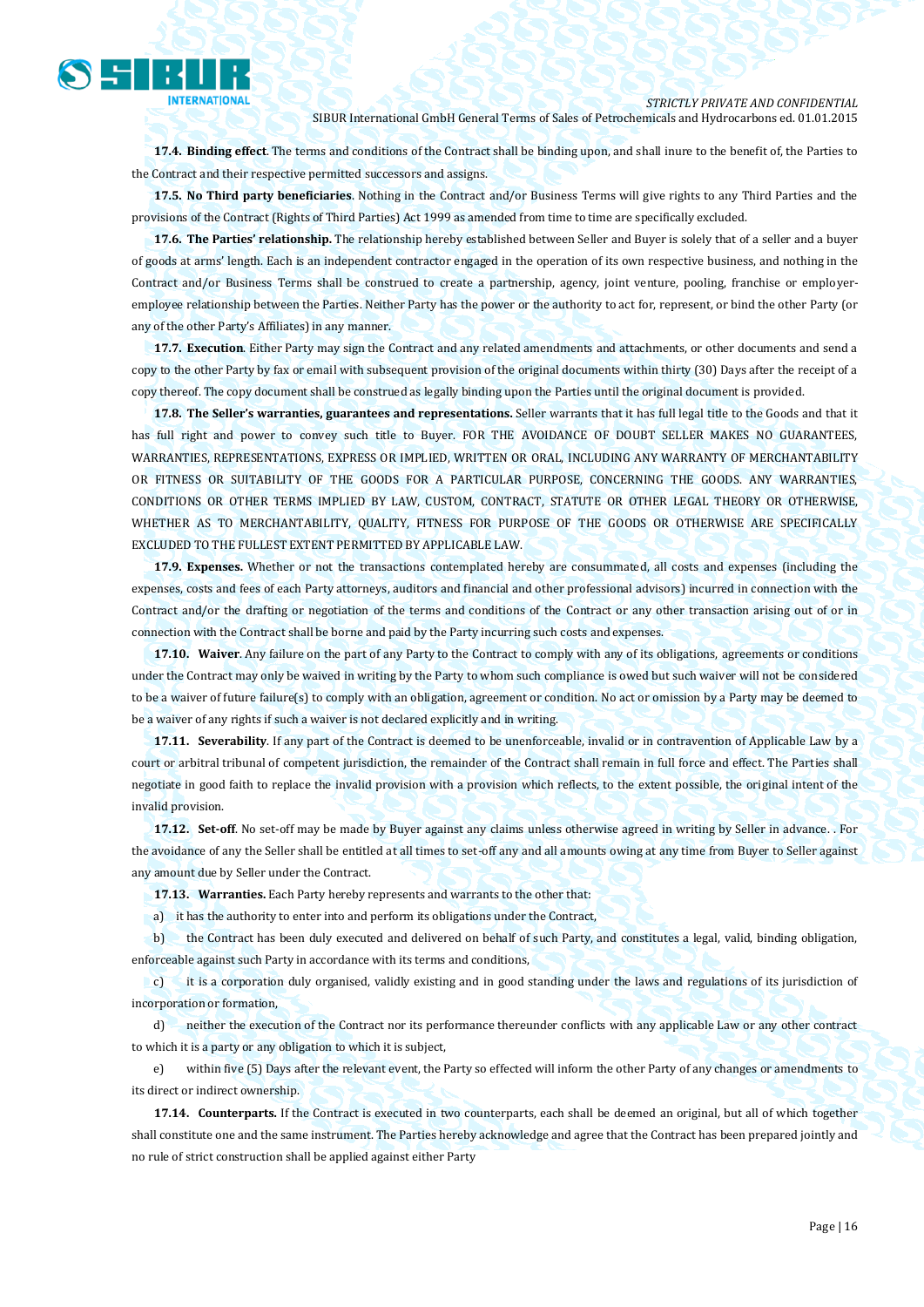**17.4. Binding effect**. The terms and conditions of the Contract shall be binding upon, and shall inure to the benefit of, the Parties to the Contract and their respective permitted successors and assigns.

**17.5. No Third party beneficiaries**. Nothing in the Contract and/or Business Terms will give rights to any Third Parties and the provisions of the Contract (Rights of Third Parties) Act 1999 as amended from time to time are specifically excluded.

**17.6. The Parties' relationship.** The relationship hereby established between Seller and Buyer is solely that of a seller and a buyer of goods at arms' length. Each is an independent contractor engaged in the operation of its own respective business, and nothing in the Contract and/or Business Terms shall be construed to create a partnership, agency, joint venture, pooling, franchise or employer-employee relationship between the Parties. Neither Party has the power or the authority to act for, represent, or bind the other Party (or any of the other Party's Affiliates) in any manner.

**17.7. Execution**. Either Party may sign the Contract and any related amendments and attachments, or other documents and send a copy to the other Party by fax or email with subsequent provision of the original documents within thirty (30) Days after the receipt of a copy thereof. The copy document shall be construed as legally binding upon the Parties until the original document is provided.

**17.8. The Seller's warranties, guarantees and representations.** Seller warrants that it has full legal title to the Goods and that it has full right and power to convey such title to Buyer. FOR THE AVOIDANCE OF DOUBT SELLER MAKES NO GUARANTEES, WARRANTIES, REPRESENTATIONS, EXPRESS OR IMPLIED, WRITTEN OR ORAL, INCLUDING ANY WARRANTY OF MERCHANTABILITY OR FITNESS OR SUITABILITY OF THE GOODS FOR A PARTICULAR PURPOSE, CONCERNING THE GOODS. ANY WARRANTIES, CONDITIONS OR OTHER TERMS IMPLIED BY LAW, CUSTOM, CONTRACT, STATUTE OR OTHER LEGAL THEORY OR OTHERWISE, WHETHER AS TO MERCHANTABILITY, QUALITY, FITNESS FOR PURPOSE OF THE GOODS OR OTHERWISE ARE SPECIFICALLY EXCLUDED TO THE FULLEST EXTENT PERMITTED BY APPLICABLE LAW.

**17.9. Expenses.** Whether or not the transactions contemplated hereby are consummated, all costs and expenses (including the expenses, costs and fees of each Party attorneys, auditors and financial and other professional advisors) incurred in connection with the Contract and/or the drafting or negotiation of the terms and conditions of the Contract or any other transaction arising out of or in connection with the Contract shall be borne and paid by the Party incurring such costs and expenses.

**17.10. Waiver**. Any failure on the part of any Party to the Contract to comply with any of its obligations, agreements or conditions under the Contract may only be waived in writing by the Party to whom such compliance is owed but such waiver will not be considered to be a waiver of future failure(s) to comply with an obligation, agreement or condition. No act or omission by a Party may be deemed to be a waiver of any rights if such a waiver is not declared explicitly and in writing.

**17.11. Severability**. If any part of the Contract is deemed to be unenforceable, invalid or in contravention of Applicable Law by a court or arbitral tribunal of competent jurisdiction, the remainder of the Contract shall remain in full force and effect. The Parties shall negotiate in good faith to replace the invalid provision with a provision which reflects, to the extent possible, the original intent of the invalid provision.

**17.12. Set-off**. No set-off may be made by Buyer against any claims unless otherwise agreed in writing by Seller in advance. . For the avoidance of any the Seller shall be entitled at all times to set-off any and all amounts owing at any time from Buyer to Seller against any amount due by Seller under the Contract.

**17.13. Warranties.** Each Party hereby represents and warrants to the other that:

a) it has the authority to enter into and perform its obligations under the Contract,

b) the Contract has been duly executed and delivered on behalf of such Party, and constitutes a legal, valid, binding obligation, enforceable against such Party in accordance with its terms and conditions,

c) it is a corporation duly organised, validly existing and in good standing under the laws and regulations of its jurisdiction of incorporation or formation,

d) neither the execution of the Contract nor its performance thereunder conflicts with any applicable Law or any other contract to which it is a party or any obligation to which it is subject,

e) within five (5) Days after the relevant event, the Party so effected will inform the other Party of any changes or amendments to its direct or indirect ownership.

**17.14. Counterparts.** If the Contract is executed in two counterparts, each shall be deemed an original, but all of which together shall constitute one and the same instrument. The Parties hereby acknowledge and agree that the Contract has been prepared jointly and no rule of strict construction shall be applied against either Party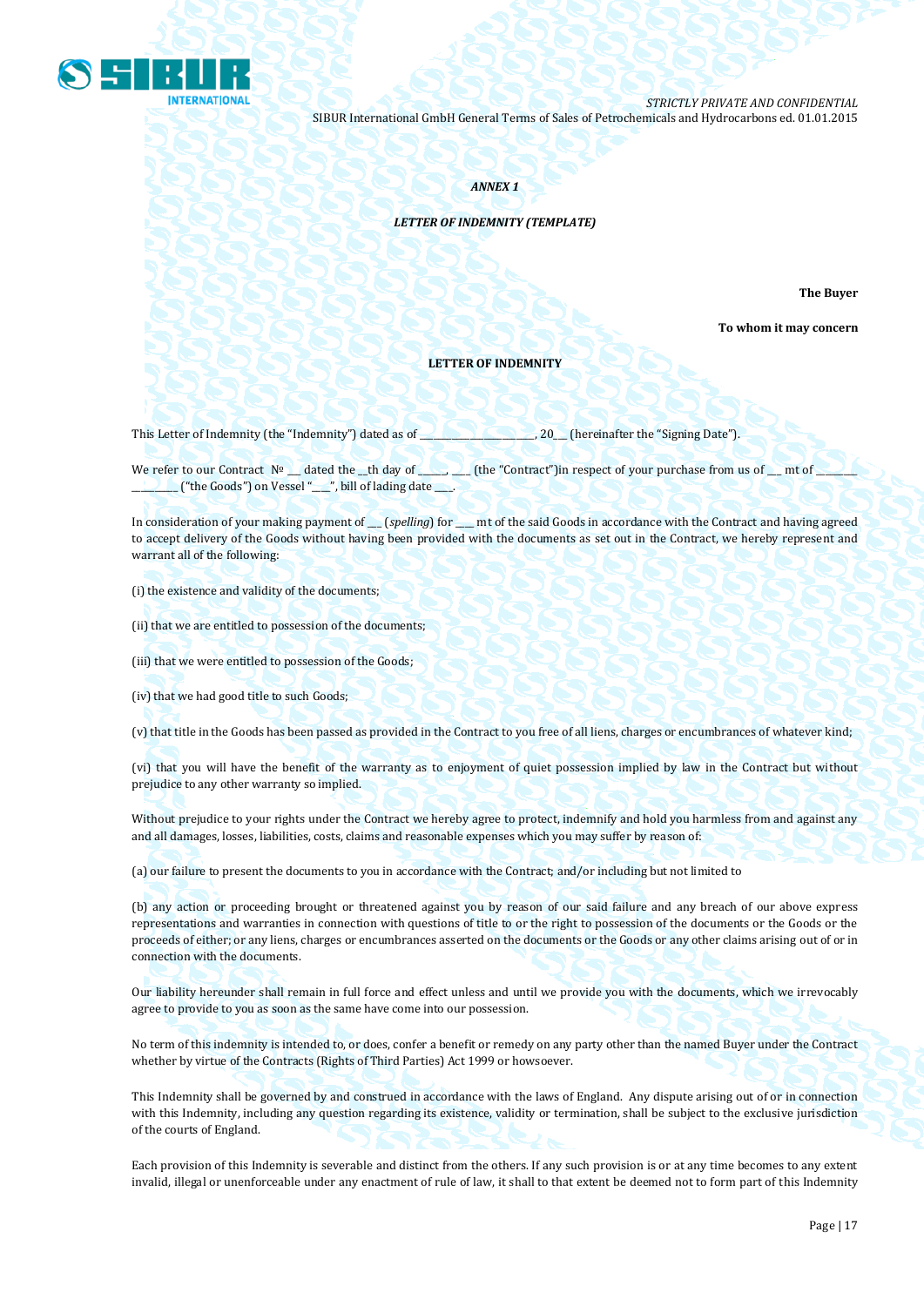*ANNEX 1*

*LETTER OF INDEMNITY (TEMPLATE)*

**The Buyer**

**To whom it may concern**

**LETTER OF INDEMNITY**

This Letter of Indemnity (the "Indemnity") dated as of ______________________, 20__ (hereinafter the "Signing Date").

We refer to our Contract № __ dated the __th day of _____, ___ (the "Contract")in respect of your purchase from us of __ mt of ________ ________ ("the Goods") on Vessel "___", bill of lading date ___.

In consideration of your making payment of __ (*spelling*) for ___ mt of the said Goods in accordance with the Contract and having agreed to accept delivery of the Goods without having been provided with the documents as set out in the Contract, we hereby represent and warrant all of the following:

(i) the existence and validity of the documents;

(ii) that we are entitled to possession of the documents;

(iii) that we were entitled to possession of the Goods;

(iv) that we had good title to such Goods;

(v) that title in the Goods has been passed as provided in the Contract to you free of all liens, charges or encumbrances of whatever kind;

(vi) that you will have the benefit of the warranty as to enjoyment of quiet possession implied by law in the Contract but without prejudice to any other warranty so implied.

Without prejudice to your rights under the Contract we hereby agree to protect, indemnify and hold you harmless from and against any and all damages, losses, liabilities, costs, claims and reasonable expenses which you may suffer by reason of:

(a) our failure to present the documents to you in accordance with the Contract; and/or including but not limited to

(b) any action or proceeding brought or threatened against you by reason of our said failure and any breach of our above express representations and warranties in connection with questions of title to or the right to possession of the documents or the Goods or the proceeds of either; or any liens, charges or encumbrances asserted on the documents or the Goods or any other claims arising out of or in connection with the documents.

Our liability hereunder shall remain in full force and effect unless and until we provide you with the documents, which we irrevocably agree to provide to you as soon as the same have come into our possession.

No term of this indemnity is intended to, or does, confer a benefit or remedy on any party other than the named Buyer under the Contract whether by virtue of the Contracts (Rights of Third Parties) Act 1999 or howsoever.

This Indemnity shall be governed by and construed in accordance with the laws of England. Any dispute arising out of or in connection with this Indemnity, including any question regarding its existence, validity or termination, shall be subject to the exclusive jurisdiction of the courts of England.

Each provision of this Indemnity is severable and distinct from the others. If any such provision is or at any time becomes to any extent invalid, illegal or unenforceable under any enactment of rule of law, it shall to that extent be deemed not to form part of this Indemnity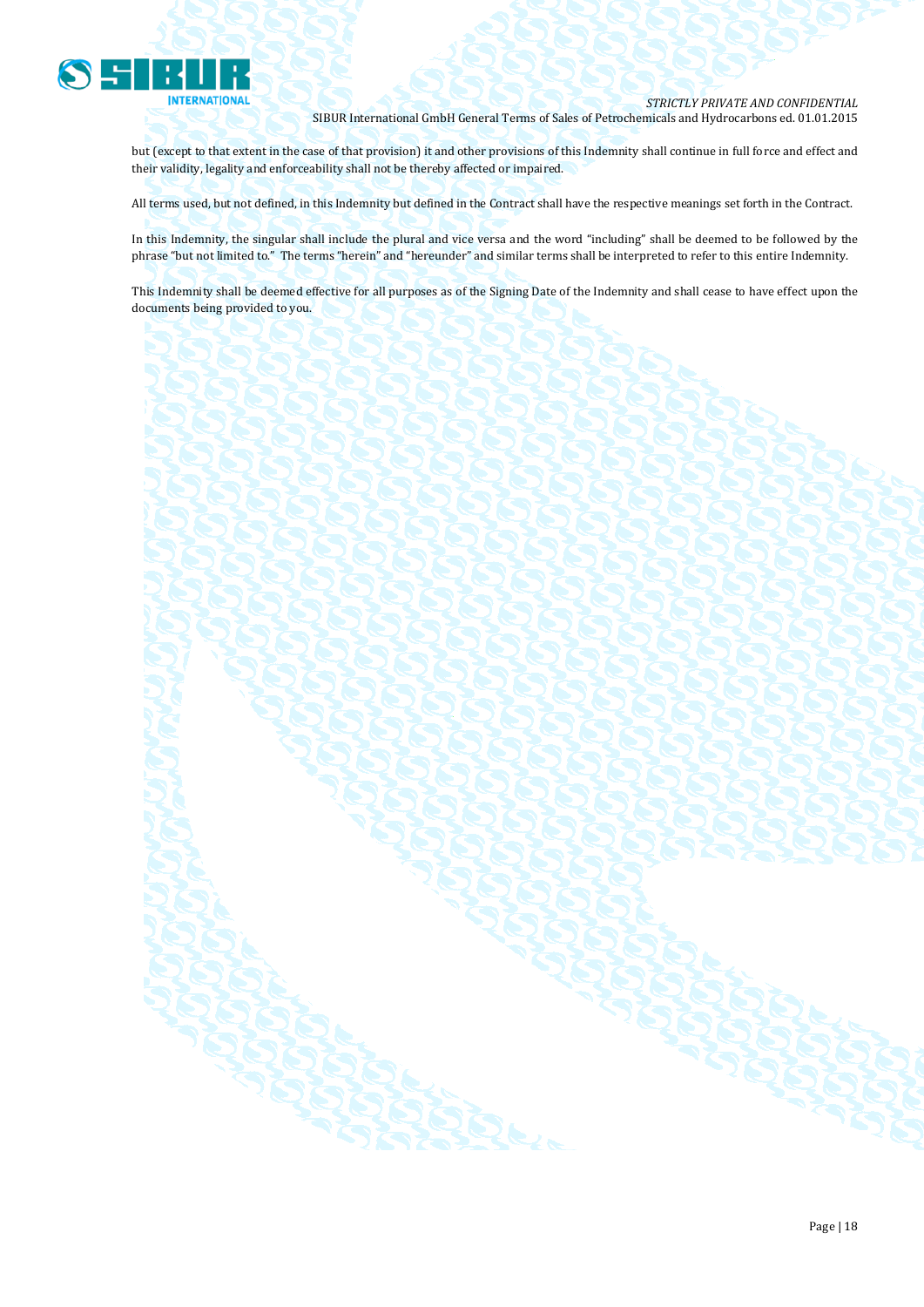but (except to that extent in the case of that provision) it and other provisions of this Indemnity shall continue in full force and effect and their validity, legality and enforceability shall not be thereby affected or impaired.

All terms used, but not defined, in this Indemnity but defined in the Contract shall have the respective meanings set forth in the Contract.

In this Indemnity, the singular shall include the plural and vice versa and the word "including" shall be deemed to be followed by the phrase "but not limited to." The terms "herein" and "hereunder" and similar terms shall be interpreted to refer to this entire Indemnity.

This Indemnity shall be deemed effective for all purposes as of the Signing Date of the Indemnity and shall cease to have effect upon the documents being provided to you.